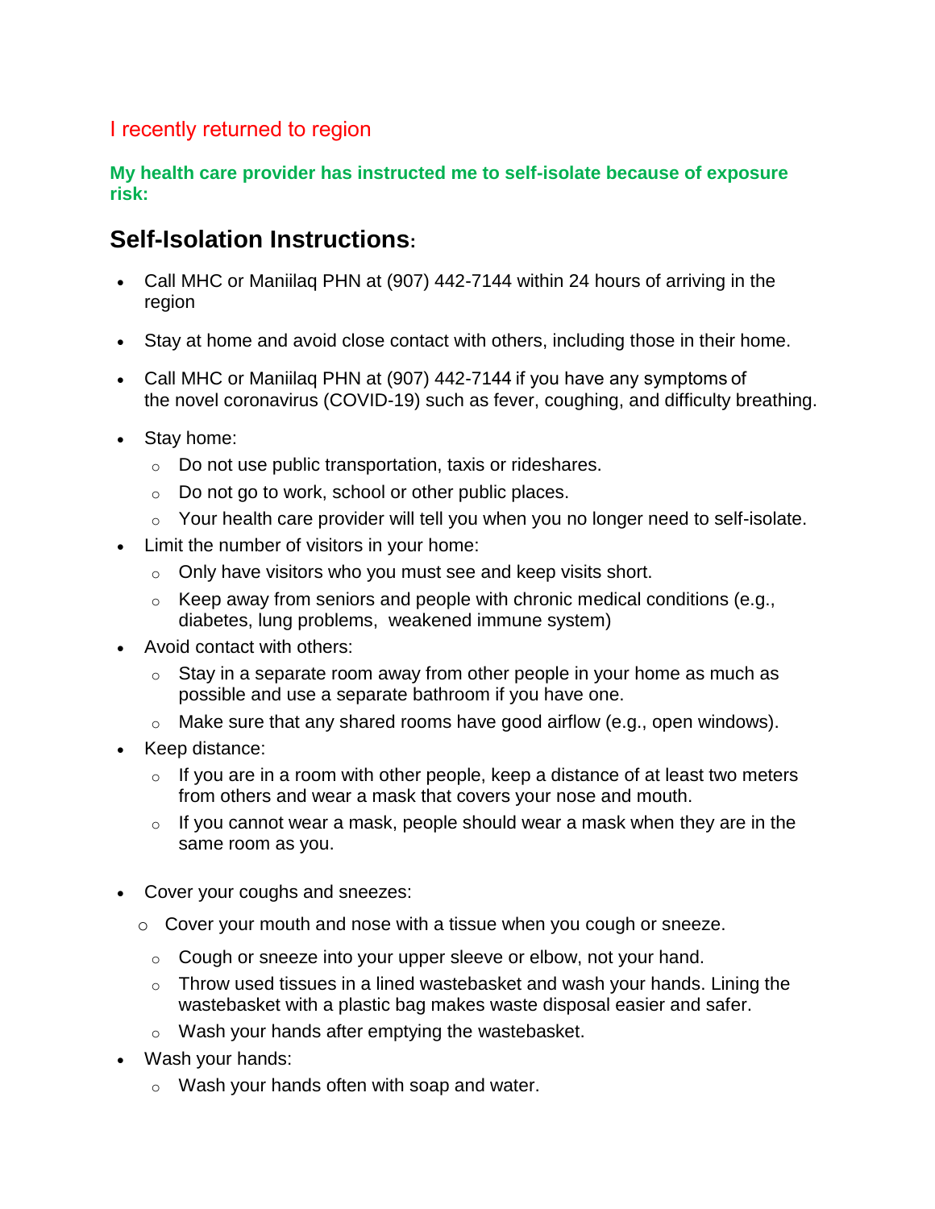## I recently returned to region

**My health care provider has instructed me to self-isolate because of exposure risk:**

# Self-Isolation Instructions:

- Call MHC or Maniilaq PHN at (907) 442-7144 within 24 hours of arriving in the region
- Stay at home and avoid close contact with others, including those in their home.
- Call MHC or Maniilaq PHN at (907) 442-7144 if you have any symptoms of the novel coronavirus (COVID-19) such as fever, coughing, and difficulty breathing.
- Stay home:
  - Do not use public transportation, taxis or rideshares.
  - Do not go to work, school or other public places.
  - Your health care provider will tell you when you no longer need to self-isolate.
- Limit the number of visitors in your home:
  - Only have visitors who you must see and keep visits short.
  - Keep away from seniors and people with chronic medical conditions (e.g., diabetes, lung problems, weakened immune system)
- Avoid contact with others:
  - Stay in a separate room away from other people in your home as much as possible and use a separate bathroom if you have one.
  - Make sure that any shared rooms have good airflow (e.g., open windows).
- Keep distance:
  - If you are in a room with other people, keep a distance of at least two meters from others and wear a mask that covers your nose and mouth.
  - If you cannot wear a mask, people should wear a mask when they are in the same room as you.
- Cover your coughs and sneezes:
  - Cover your mouth and nose with a tissue when you cough or sneeze.
  - Cough or sneeze into your upper sleeve or elbow, not your hand.
  - Throw used tissues in a lined wastebasket and wash your hands. Lining the wastebasket with a plastic bag makes waste disposal easier and safer.
  - Wash your hands after emptying the wastebasket.
- Wash your hands:
  - Wash your hands often with soap and water.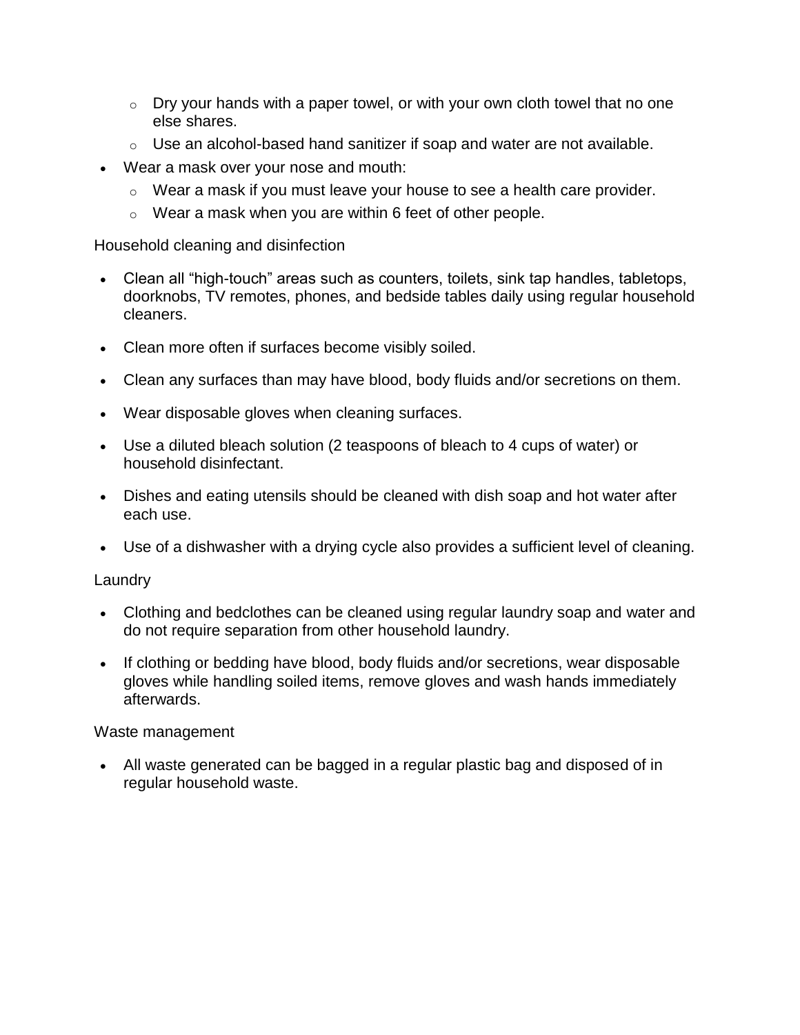- Dry your hands with a paper towel, or with your own cloth towel that no one else shares.
  - Use an alcohol-based hand sanitizer if soap and water are not available.
- Wear a mask over your nose and mouth:
  - Wear a mask if you must leave your house to see a health care provider.
  - Wear a mask when you are within 6 feet of other people.

Household cleaning and disinfection

- Clean all "high-touch" areas such as counters, toilets, sink tap handles, tabletops, doorknobs, TV remotes, phones, and bedside tables daily using regular household cleaners.
- Clean more often if surfaces become visibly soiled.
- Clean any surfaces than may have blood, body fluids and/or secretions on them.
- Wear disposable gloves when cleaning surfaces.
- Use a diluted bleach solution (2 teaspoons of bleach to 4 cups of water) or household disinfectant.
- Dishes and eating utensils should be cleaned with dish soap and hot water after each use.
- Use of a dishwasher with a drying cycle also provides a sufficient level of cleaning.

Laundry

- Clothing and bedclothes can be cleaned using regular laundry soap and water and do not require separation from other household laundry.
- If clothing or bedding have blood, body fluids and/or secretions, wear disposable gloves while handling soiled items, remove gloves and wash hands immediately afterwards.

Waste management

- All waste generated can be bagged in a regular plastic bag and disposed of in regular household waste.